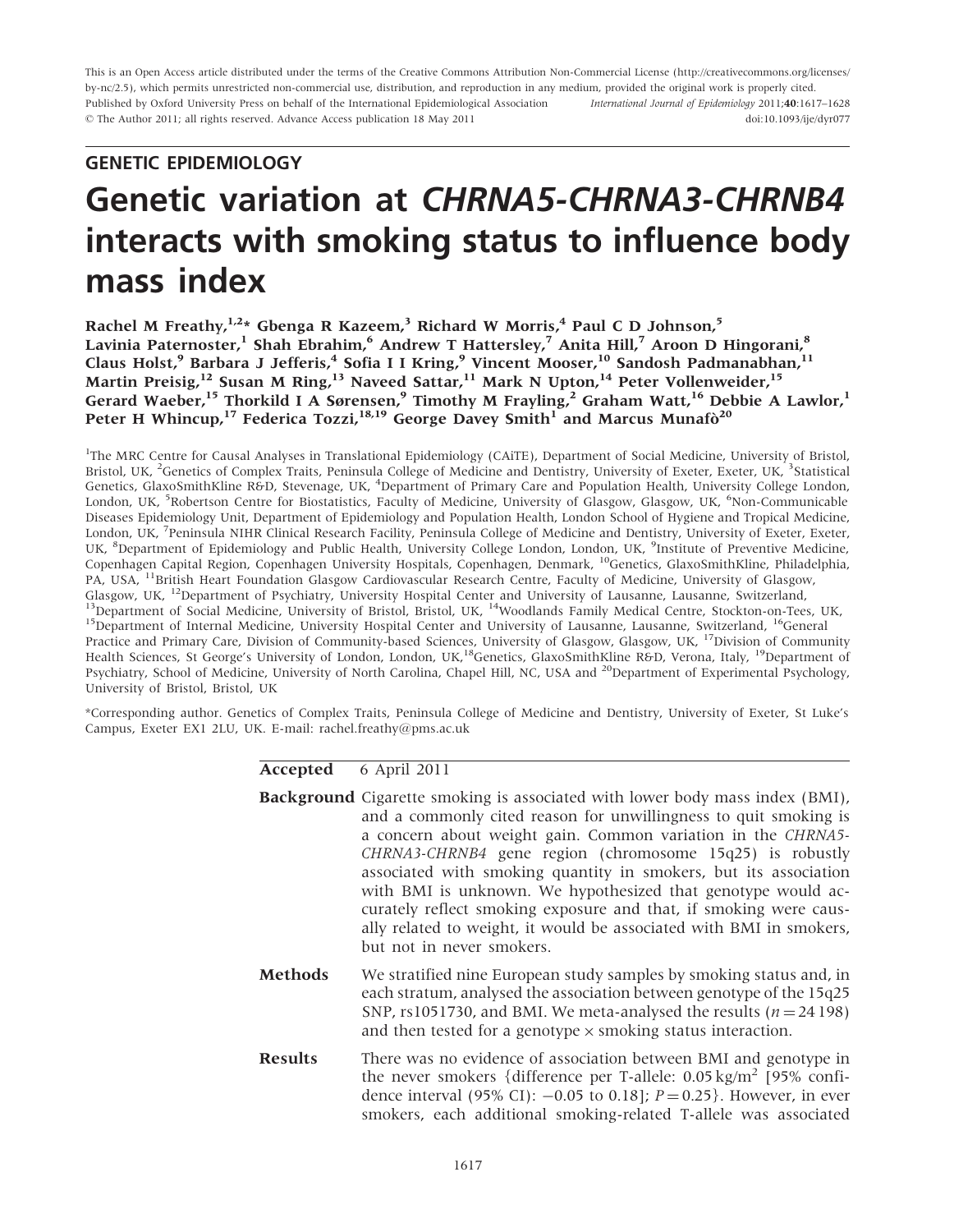This is an Open Access article distributed under the terms of the Creative Commons Attribution Non-Commercial License (http://creativecommons.org/licenses/by-nc/2.5), which permits unrestricted non-commercial use, distribution, and reproduction in any medium, provided the original work is properly cited.

Published by Oxford University Press on behalf of the International Epidemiological Association

© The Author 2011; all rights reserved. Advance Access publication 18 May 2011

International Journal of Epidemiology 2011;40:1617–1628

doi:10.1093/ije/dyr077

## GENETIC EPIDEMIOLOGY

# Genetic variation at *CHRNA5-CHRNA3-CHRNB4* interacts with smoking status to influence body mass index

**Rachel M Freathy,[1,2]* Gbenga R Kazeem,[3] Richard W Morris,[4] Paul C D Johnson,[5] Lavinia Paternoster,[1] Shah Ebrahim,[6] Andrew T Hattersley,[7] Anita Hill,[7] Aroon D Hingorani,[8] Claus Holst,[9] Barbara J Jefferis,[4] Sofia I I Kring,[9] Vincent Mooser,[10] Sandosh Padmanabhan,[11] Martin Preisig,[12] Susan M Ring,[13] Naveed Sattar,[11] Mark N Upton,[14] Peter Vollenweider,[15] Gerard Waeber,[15] Thorkild I A Sørensen,[9] Timothy M Frayling,[2] Graham Watt,[16] Debbie A Lawlor,[1] Peter H Whincup,[17] Federica Tozzi,[18,19] George Davey Smith[1] and Marcus Munafò[20]**

[1]The MRC Centre for Causal Analyses in Translational Epidemiology (CAiTE), Department of Social Medicine, University of Bristol, Bristol, UK, [2]Genetics of Complex Traits, Peninsula College of Medicine and Dentistry, University of Exeter, Exeter, UK, [3]Statistical Genetics, GlaxoSmithKline R&D, Stevenage, UK, [4]Department of Primary Care and Population Health, University College London, London, UK, [5]Robertson Centre for Biostatistics, Faculty of Medicine, University of Glasgow, Glasgow, UK, [6]Non-Communicable Diseases Epidemiology Unit, Department of Epidemiology and Population Health, London School of Hygiene and Tropical Medicine, London, UK, [7]Peninsula NIHR Clinical Research Facility, Peninsula College of Medicine and Dentistry, University of Exeter, Exeter, UK, [8]Department of Epidemiology and Public Health, University College London, London, UK, [9]Institute of Preventive Medicine, Copenhagen Capital Region, Copenhagen University Hospitals, Copenhagen, Denmark, [10]Genetics, GlaxoSmithKline, Philadelphia, PA, USA, [11]British Heart Foundation Glasgow Cardiovascular Research Centre, Faculty of Medicine, University of Glasgow, Glasgow, UK, [12]Department of Psychiatry, University Hospital Center and University of Lausanne, Lausanne, Switzerland, [13]Department of Social Medicine, University of Bristol, Bristol, UK, [14]Woodlands Family Medical Centre, Stockton-on-Tees, UK, [15]Department of Internal Medicine, University Hospital Center and University of Lausanne, Lausanne, Switzerland, [16]General Practice and Primary Care, Division of Community-based Sciences, University of Glasgow, Glasgow, UK, [17]Division of Community Health Sciences, St George's University of London, London, UK,[18]Genetics, GlaxoSmithKline R&D, Verona, Italy, [19]Department of Psychiatry, School of Medicine, University of North Carolina, Chapel Hill, NC, USA and [20]Department of Experimental Psychology, University of Bristol, Bristol, UK

*Corresponding author. Genetics of Complex Traits, Peninsula College of Medicine and Dentistry, University of Exeter, St Luke's Campus, Exeter EX1 2LU, UK. E-mail: rachel.freathy@pms.ac.uk

**Accepted** 6 April 2011

**Background** Cigarette smoking is associated with lower body mass index (BMI), and a commonly cited reason for unwillingness to quit smoking is a concern about weight gain. Common variation in the *CHRNA5-CHRNA3-CHRNB4* gene region (chromosome 15q25) is robustly associated with smoking quantity in smokers, but its association with BMI is unknown. We hypothesized that genotype would accurately reflect smoking exposure and that, if smoking were causally related to weight, it would be associated with BMI in smokers, but not in never smokers.

**Methods** We stratified nine European study samples by smoking status and, in each stratum, analysed the association between genotype of the 15q25 SNP, rs1051730, and BMI. We meta-analysed the results ($n = 24\,198$) and then tested for a genotype × smoking status interaction.

**Results** There was no evidence of association between BMI and genotype in the never smokers {difference per T-allele: 0.05 kg/m$^2$ [95% confidence interval (95% CI): −0.05 to 0.18]; $P = 0.25$}. However, in ever smokers, each additional smoking-related T-allele was associated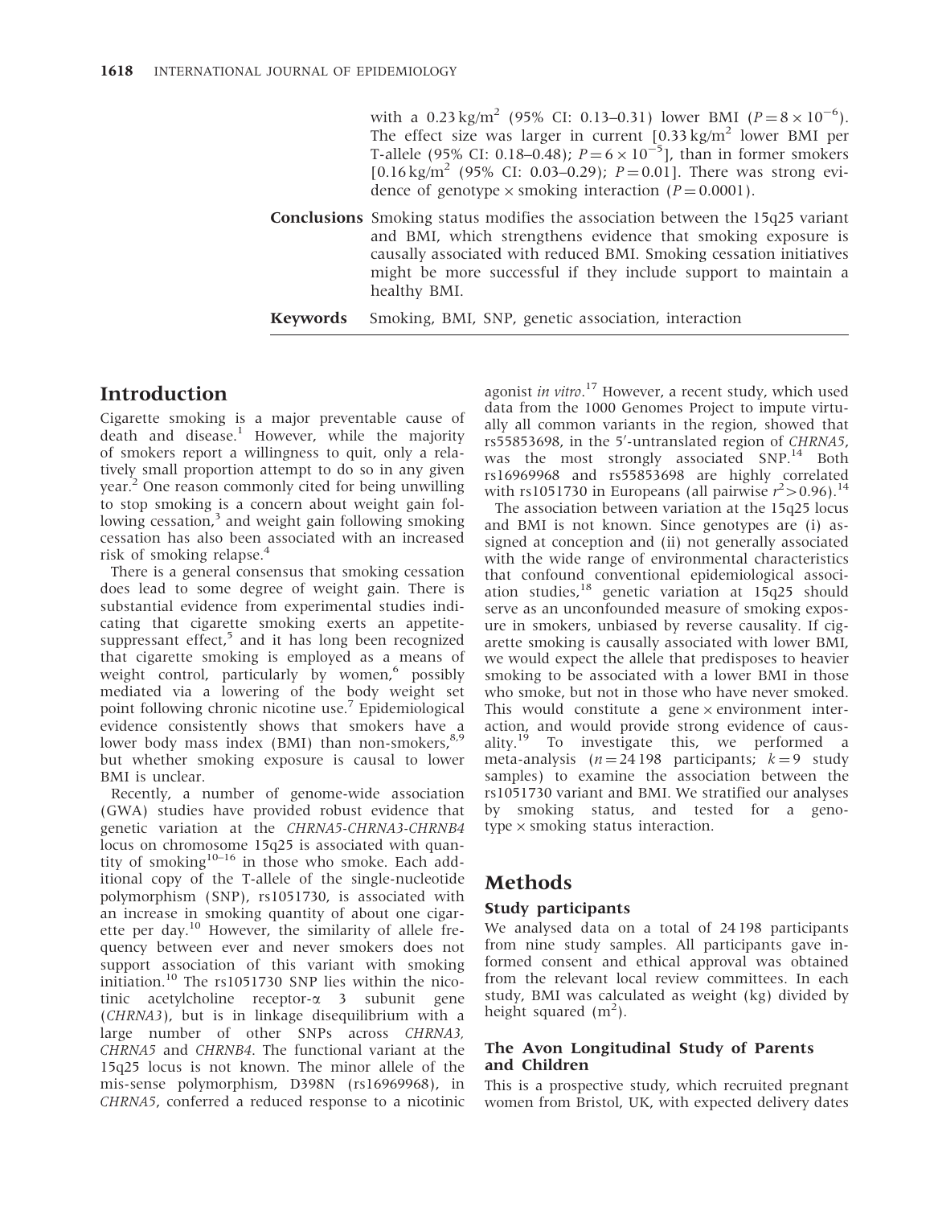with a 0.23 kg/m$^2$ (95% CI: 0.13–0.31) lower BMI ($P = 8 \times 10^{-6}$). The effect size was larger in current [0.33 kg/m$^2$ lower BMI per T-allele (95% CI: 0.18–0.48); $P = 6 \times 10^{-5}$], than in former smokers [0.16 kg/m$^2$ (95% CI: 0.03–0.29); $P = 0.01$]. There was strong evidence of genotype × smoking interaction ($P = 0.0001$).

**Conclusions** Smoking status modifies the association between the 15q25 variant and BMI, which strengthens evidence that smoking exposure is causally associated with reduced BMI. Smoking cessation initiatives might be more successful if they include support to maintain a healthy BMI.

**Keywords** Smoking, BMI, SNP, genetic association, interaction

## Introduction

Cigarette smoking is a major preventable cause of death and disease.[1] However, while the majority of smokers report a willingness to quit, only a relatively small proportion attempt to do so in any given year.[2] One reason commonly cited for being unwilling to stop smoking is a concern about weight gain following cessation,[3] and weight gain following smoking cessation has also been associated with an increased risk of smoking relapse.[4]

There is a general consensus that smoking cessation does lead to some degree of weight gain. There is substantial evidence from experimental studies indicating that cigarette smoking exerts an appetite-suppressant effect,[5] and it has long been recognized that cigarette smoking is employed as a means of weight control, particularly by women,[6] possibly mediated via a lowering of the body weight set point following chronic nicotine use.[7] Epidemiological evidence consistently shows that smokers have a lower body mass index (BMI) than non-smokers,[8,9] but whether smoking exposure is causal to lower BMI is unclear.

Recently, a number of genome-wide association (GWA) studies have provided robust evidence that genetic variation at the *CHRNA5-CHRNA3-CHRNB4* locus on chromosome 15q25 is associated with quantity of smoking[10–16] in those who smoke. Each additional copy of the T-allele of the single-nucleotide polymorphism (SNP), rs1051730, is associated with an increase in smoking quantity of about one cigarette per day.[10] However, the similarity of allele frequency between ever and never smokers does not support association of this variant with smoking initiation.[10] The rs1051730 SNP lies within the nicotinic acetylcholine receptor-α 3 subunit gene (*CHRNA3*), but is in linkage disequilibrium with a large number of other SNPs across *CHRNA3*, *CHRNA5* and *CHRNB4*. The functional variant at the 15q25 locus is not known. The minor allele of the mis-sense polymorphism, D398N (rs16969968), in *CHRNA5*, conferred a reduced response to a nicotinic agonist *in vitro*.[17] However, a recent study, which used data from the 1000 Genomes Project to impute virtually all common variants in the region, showed that rs55853698, in the 5′-untranslated region of *CHRNA5*, was the most strongly associated SNP.[14] Both rs16969968 and rs55853698 are highly correlated with rs1051730 in Europeans (all pairwise $r^2 > 0.96$).[14]

The association between variation at the 15q25 locus and BMI is not known. Since genotypes are (i) assigned at conception and (ii) not generally associated with the wide range of environmental characteristics that confound conventional epidemiological association studies,[18] genetic variation at 15q25 should serve as an unconfounded measure of smoking exposure in smokers, unbiased by reverse causality. If cigarette smoking is causally associated with lower BMI, we would expect the allele that predisposes to heavier smoking to be associated with a lower BMI in those who smoke, but not in those who have never smoked. This would constitute a gene × environment interaction, and would provide strong evidence of causality.[19] To investigate this, we performed a meta-analysis ($n = 24\,198$ participants; $k = 9$ study samples) to examine the association between the rs1051730 variant and BMI. We stratified our analyses by smoking status, and tested for a genotype × smoking status interaction.

## Methods

### Study participants

We analysed data on a total of 24 198 participants from nine study samples. All participants gave informed consent and ethical approval was obtained from the relevant local review committees. In each study, BMI was calculated as weight (kg) divided by height squared (m$^2$).

### The Avon Longitudinal Study of Parents and Children

This is a prospective study, which recruited pregnant women from Bristol, UK, with expected delivery dates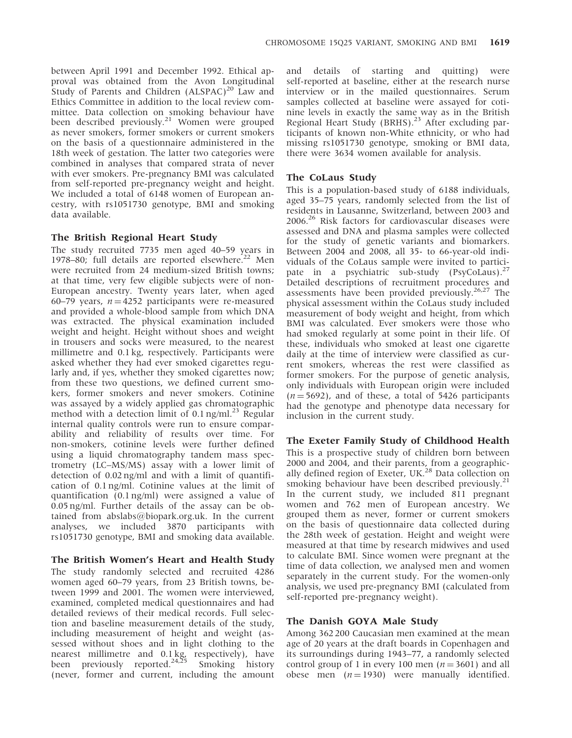between April 1991 and December 1992. Ethical approval was obtained from the Avon Longitudinal Study of Parents and Children (ALSPAC)[20] Law and Ethics Committee in addition to the local review committee. Data collection on smoking behaviour have been described previously.[21] Women were grouped as never smokers, former smokers or current smokers on the basis of a questionnaire administered in the 18th week of gestation. The latter two categories were combined in analyses that compared strata of never with ever smokers. Pre-pregnancy BMI was calculated from self-reported pre-pregnancy weight and height. We included a total of 6148 women of European ancestry, with rs1051730 genotype, BMI and smoking data available.

### The British Regional Heart Study

The study recruited 7735 men aged 40–59 years in 1978–80; full details are reported elsewhere.[22] Men were recruited from 24 medium-sized British towns; at that time, very few eligible subjects were of non-European ancestry. Twenty years later, when aged 60–79 years, $n = 4252$ participants were re-measured and provided a whole-blood sample from which DNA was extracted. The physical examination included weight and height. Height without shoes and weight in trousers and socks were measured, to the nearest millimetre and 0.1 kg, respectively. Participants were asked whether they had ever smoked cigarettes regularly and, if yes, whether they smoked cigarettes now; from these two questions, we defined current smokers, former smokers and never smokers. Cotinine was assayed by a widely applied gas chromatographic method with a detection limit of 0.1 ng/ml.[23] Regular internal quality controls were run to ensure comparability and reliability of results over time. For non-smokers, cotinine levels were further defined using a liquid chromatography tandem mass spectrometry (LC–MS/MS) assay with a lower limit of detection of 0.02 ng/ml and with a limit of quantification of 0.1 ng/ml. Cotinine values at the limit of quantification (0.1 ng/ml) were assigned a value of 0.05 ng/ml. Further details of the assay can be obtained from abslabs@biopark.org.uk. In the current analyses, we included 3870 participants with rs1051730 genotype, BMI and smoking data available.

### The British Women's Heart and Health Study

The study randomly selected and recruited 4286 women aged 60–79 years, from 23 British towns, between 1999 and 2001. The women were interviewed, examined, completed medical questionnaires and had detailed reviews of their medical records. Full selection and baseline measurement details of the study, including measurement of height and weight (assessed without shoes and in light clothing to the nearest millimetre and 0.1 kg, respectively), have been previously reported.[24,25] Smoking history (never, former and current, including the amount and details of starting and quitting) were self-reported at baseline, either at the research nurse interview or in the mailed questionnaires. Serum samples collected at baseline were assayed for cotinine levels in exactly the same way as in the British Regional Heart Study (BRHS).[23] After excluding participants of known non-White ethnicity, or who had missing rs1051730 genotype, smoking or BMI data, there were 3634 women available for analysis.

### The CoLaus Study

This is a population-based study of 6188 individuals, aged 35–75 years, randomly selected from the list of residents in Lausanne, Switzerland, between 2003 and 2006.[26] Risk factors for cardiovascular diseases were assessed and DNA and plasma samples were collected for the study of genetic variants and biomarkers. Between 2004 and 2008, all 35- to 66-year-old individuals of the CoLaus sample were invited to participate in a psychiatric sub-study (PsyCoLaus).[27] Detailed descriptions of recruitment procedures and assessments have been provided previously.[26,27] The physical assessment within the CoLaus study included measurement of body weight and height, from which BMI was calculated. Ever smokers were those who had smoked regularly at some point in their life. Of these, individuals who smoked at least one cigarette daily at the time of interview were classified as current smokers, whereas the rest were classified as former smokers. For the purpose of genetic analysis, only individuals with European origin were included ($n = 5692$), and of these, a total of 5426 participants had the genotype and phenotype data necessary for inclusion in the current study.

### The Exeter Family Study of Childhood Health

This is a prospective study of children born between 2000 and 2004, and their parents, from a geographically defined region of Exeter, UK.[28] Data collection on smoking behaviour have been described previously.[21] In the current study, we included 811 pregnant women and 762 men of European ancestry. We grouped them as never, former or current smokers on the basis of questionnaire data collected during the 28th week of gestation. Height and weight were measured at that time by research midwives and used to calculate BMI. Since women were pregnant at the time of data collection, we analysed men and women separately in the current study. For the women-only analysis, we used pre-pregnancy BMI (calculated from self-reported pre-pregnancy weight).

### The Danish GOYA Male Study

Among 362 200 Caucasian men examined at the mean age of 20 years at the draft boards in Copenhagen and its surroundings during 1943–77, a randomly selected control group of 1 in every 100 men ($n = 3601$) and all obese men ($n = 1930$) were manually identified.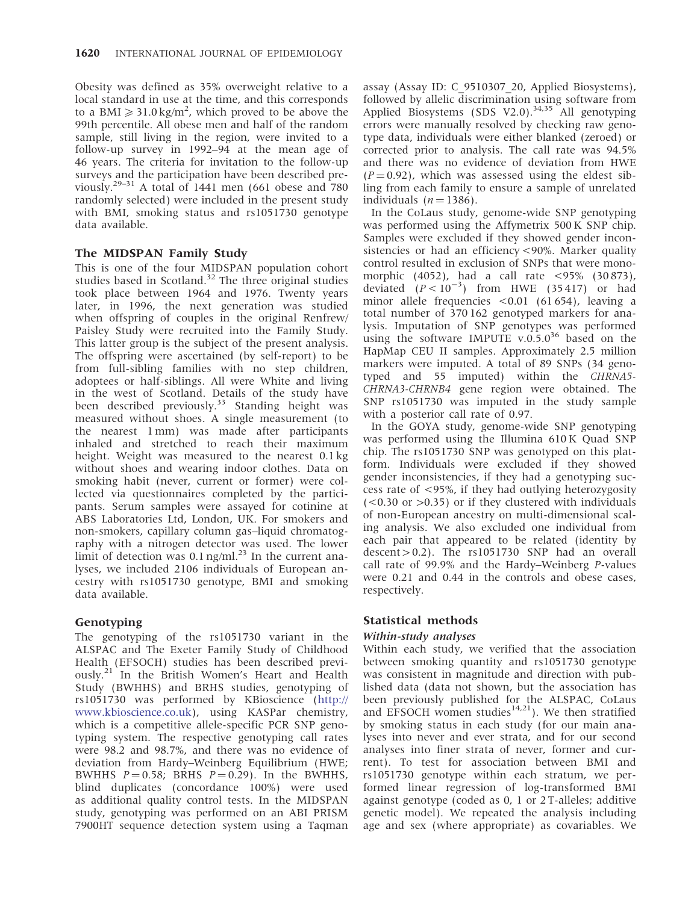Obesity was defined as 35% overweight relative to a local standard in use at the time, and this corresponds to a BMI $\geqslant 31.0\,\text{kg/m}^2$, which proved to be above the 99th percentile. All obese men and half of the random sample, still living in the region, were invited to a follow-up survey in 1992–94 at the mean age of 46 years. The criteria for invitation to the follow-up surveys and the participation have been described previously.[29–31] A total of 1441 men (661 obese and 780 randomly selected) were included in the present study with BMI, smoking status and rs1051730 genotype data available.

### The MIDSPAN Family Study

This is one of the four MIDSPAN population cohort studies based in Scotland.[32] The three original studies took place between 1964 and 1976. Twenty years later, in 1996, the next generation was studied when offspring of couples in the original Renfrew/Paisley Study were recruited into the Family Study. This latter group is the subject of the present analysis. The offspring were ascertained (by self-report) to be from full-sibling families with no step children, adoptees or half-siblings. All were White and living in the west of Scotland. Details of the study have been described previously.[33] Standing height was measured without shoes. A single measurement (to the nearest 1 mm) was made after participants inhaled and stretched to reach their maximum height. Weight was measured to the nearest 0.1 kg without shoes and wearing indoor clothes. Data on smoking habit (never, current or former) were collected via questionnaires completed by the participants. Serum samples were assayed for cotinine at ABS Laboratories Ltd, London, UK. For smokers and non-smokers, capillary column gas–liquid chromatography with a nitrogen detector was used. The lower limit of detection was 0.1 ng/ml.[23] In the current analyses, we included 2106 individuals of European ancestry with rs1051730 genotype, BMI and smoking data available.

### Genotyping

The genotyping of the rs1051730 variant in the ALSPAC and The Exeter Family Study of Childhood Health (EFSOCH) studies has been described previously.[21] In the British Women's Heart and Health Study (BWHHS) and BRHS studies, genotyping of rs1051730 was performed by KBioscience (http://www.kbioscience.co.uk), using KASPar chemistry, which is a competitive allele-specific PCR SNP genotyping system. The respective genotyping call rates were 98.2 and 98.7%, and there was no evidence of deviation from Hardy–Weinberg Equilibrium (HWE; BWHHS $P = 0.58$; BRHS $P = 0.29$). In the BWHHS, blind duplicates (concordance 100%) were used as additional quality control tests. In the MIDSPAN study, genotyping was performed on an ABI PRISM 7900HT sequence detection system using a Taqman assay (Assay ID: C_9510307_20, Applied Biosystems), followed by allelic discrimination using software from Applied Biosystems (SDS V2.0).[34,35] All genotyping errors were manually resolved by checking raw genotype data, individuals were either blanked (zeroed) or corrected prior to analysis. The call rate was 94.5% and there was no evidence of deviation from HWE ($P = 0.92$), which was assessed using the eldest sibling from each family to ensure a sample of unrelated individuals ($n = 1386$).

In the CoLaus study, genome-wide SNP genotyping was performed using the Affymetrix 500 K SNP chip. Samples were excluded if they showed gender inconsistencies or had an efficiency <90%. Marker quality control resulted in exclusion of SNPs that were monomorphic (4052), had a call rate <95% (30 873), deviated ($P < 10^{-3}$) from HWE (35 417) or had minor allele frequencies <0.01 (61 654), leaving a total number of 370 162 genotyped markers for analysis. Imputation of SNP genotypes was performed using the software IMPUTE v.0.5.0[36] based on the HapMap CEU II samples. Approximately 2.5 million markers were imputed. A total of 89 SNPs (34 genotyped and 55 imputed) within the *CHRNA5-CHRNA3-CHRNB4* gene region were obtained. The SNP rs1051730 was imputed in the study sample with a posterior call rate of 0.97.

In the GOYA study, genome-wide SNP genotyping was performed using the Illumina 610 K Quad SNP chip. The rs1051730 SNP was genotyped on this platform. Individuals were excluded if they showed gender inconsistencies, if they had a genotyping success rate of <95%, if they had outlying heterozygosity (<0.30 or >0.35) or if they clustered with individuals of non-European ancestry on multi-dimensional scaling analysis. We also excluded one individual from each pair that appeared to be related (identity by descent > 0.2). The rs1051730 SNP had an overall call rate of 99.9% and the Hardy–Weinberg *P*-values were 0.21 and 0.44 in the controls and obese cases, respectively.

## Statistical methods

### *Within-study analyses*

Within each study, we verified that the association between smoking quantity and rs1051730 genotype was consistent in magnitude and direction with published data (data not shown, but the association has been previously published for the ALSPAC, CoLaus and EFSOCH women studies[14,21]). We then stratified by smoking status in each study (for our main analyses into never and ever strata, and for our second analyses into finer strata of never, former and current). To test for association between BMI and rs1051730 genotype within each stratum, we performed linear regression of log-transformed BMI against genotype (coded as 0, 1 or 2 T-alleles; additive genetic model). We repeated the analysis including age and sex (where appropriate) as covariables. We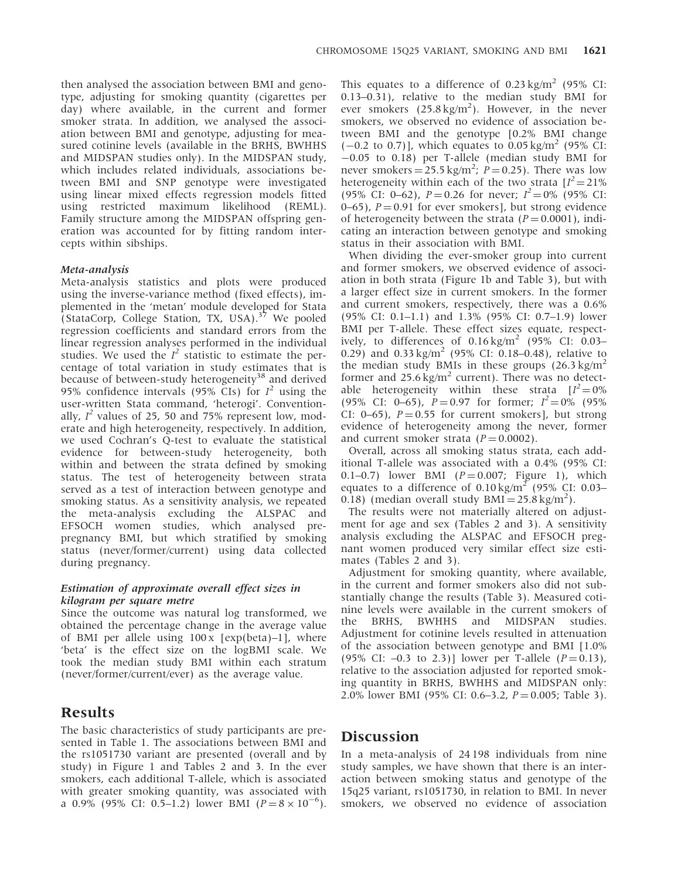then analysed the association between BMI and genotype, adjusting for smoking quantity (cigarettes per day) where available, in the current and former smoker strata. In addition, we analysed the association between BMI and genotype, adjusting for measured cotinine levels (available in the BRHS, BWHHS and MIDSPAN studies only). In the MIDSPAN study, which includes related individuals, associations between BMI and SNP genotype were investigated using linear mixed effects regression models fitted using restricted maximum likelihood (REML). Family structure among the MIDSPAN offspring generation was accounted for by fitting random intercepts within sibships.

### *Meta-analysis*

Meta-analysis statistics and plots were produced using the inverse-variance method (fixed effects), implemented in the 'metan' module developed for Stata (StataCorp, College Station, TX, USA).[37] We pooled regression coefficients and standard errors from the linear regression analyses performed in the individual studies. We used the $I^2$ statistic to estimate the percentage of total variation in study estimates that is because of between-study heterogeneity[38] and derived 95% confidence intervals (95% CIs) for $I^2$ using the user-written Stata command, 'heterogi'. Conventionally, $I^2$ values of 25, 50 and 75% represent low, moderate and high heterogeneity, respectively. In addition, we used Cochran's Q-test to evaluate the statistical evidence for between-study heterogeneity, both within and between the strata defined by smoking status. The test of heterogeneity between strata served as a test of interaction between genotype and smoking status. As a sensitivity analysis, we repeated the meta-analysis excluding the ALSPAC and EFSOCH women studies, which analysed pre-pregnancy BMI, but which stratified by smoking status (never/former/current) using data collected during pregnancy.

### *Estimation of approximate overall effect sizes in kilogram per square metre*

Since the outcome was natural log transformed, we obtained the percentage change in the average value of BMI per allele using $100 \times [\exp(\text{beta})-1]$, where 'beta' is the effect size on the logBMI scale. We took the median study BMI within each stratum (never/former/current/ever) as the average value.

## Results

The basic characteristics of study participants are presented in Table 1. The associations between BMI and the rs1051730 variant are presented (overall and by study) in Figure 1 and Tables 2 and 3. In the ever smokers, each additional T-allele, which is associated with greater smoking quantity, was associated with a 0.9% (95% CI: 0.5–1.2) lower BMI ($P = 8 \times 10^{-6}$). This equates to a difference of 0.23 kg/m$^2$ (95% CI: 0.13–0.31), relative to the median study BMI for ever smokers (25.8 kg/m$^2$). However, in the never smokers, we observed no evidence of association between BMI and the genotype [0.2% BMI change (−0.2 to 0.7)], which equates to 0.05 kg/m$^2$ (95% CI: −0.05 to 0.18) per T-allele (median study BMI for never smokers = 25.5 kg/m$^2$; $P = 0.25$). There was low heterogeneity within each of the two strata [$I^2 = 21\%$ (95% CI: 0–62), $P = 0.26$ for never; $I^2 = 0\%$ (95% CI: 0–65), $P = 0.91$ for ever smokers], but strong evidence of heterogeneity between the strata ($P = 0.0001$), indicating an interaction between genotype and smoking status in their association with BMI.

When dividing the ever-smoker group into current and former smokers, we observed evidence of association in both strata (Figure 1b and Table 3), but with a larger effect size in current smokers. In the former and current smokers, respectively, there was a 0.6% (95% CI: 0.1–1.1) and 1.3% (95% CI: 0.7–1.9) lower BMI per T-allele. These effect sizes equate, respectively, to differences of 0.16 kg/m$^2$ (95% CI: 0.03–0.29) and 0.33 kg/m$^2$ (95% CI: 0.18–0.48), relative to the median study BMIs in these groups (26.3 kg/m$^2$ former and 25.6 kg/m$^2$ current). There was no detectable heterogeneity within these strata [$I^2 = 0\%$ (95% CI: 0–65), $P = 0.97$ for former; $I^2 = 0\%$ (95% CI: 0–65), $P = 0.55$ for current smokers], but strong evidence of heterogeneity among the never, former and current smoker strata ($P = 0.0002$).

Overall, across all smoking status strata, each additional T-allele was associated with a 0.4% (95% CI: 0.1–0.7) lower BMI ($P = 0.007$; Figure 1), which equates to a difference of 0.10 kg/m$^2$ (95% CI: 0.03–0.18) (median overall study BMI = 25.8 kg/m$^2$).

The results were not materially altered on adjustment for age and sex (Tables 2 and 3). A sensitivity analysis excluding the ALSPAC and EFSOCH pregnant women produced very similar effect size estimates (Tables 2 and 3).

Adjustment for smoking quantity, where available, in the current and former smokers also did not substantially change the results (Table 3). Measured cotinine levels were available in the current smokers of the BRHS, BWHHS and MIDSPAN studies. Adjustment for cotinine levels resulted in attenuation of the association between genotype and BMI [1.0% (95% CI: –0.3 to 2.3)] lower per T-allele ($P = 0.13$), relative to the association adjusted for reported smoking quantity in BRHS, BWHHS and MIDSPAN only: 2.0% lower BMI (95% CI: 0.6–3.2, $P = 0.005$; Table 3).

## Discussion

In a meta-analysis of 24 198 individuals from nine study samples, we have shown that there is an interaction between smoking status and genotype of the 15q25 variant, rs1051730, in relation to BMI. In never smokers, we observed no evidence of association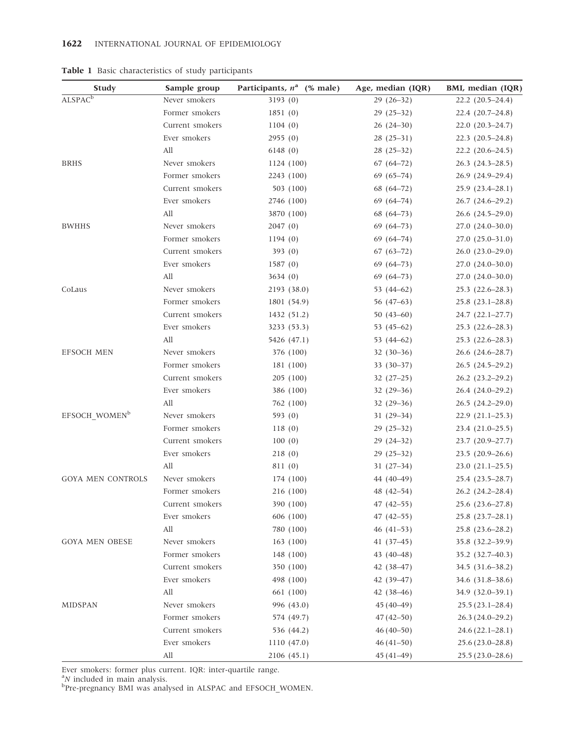**Table 1** Basic characteristics of study participants

| Study | Sample group | Participants, $n$[a] (% male) | Age, median (IQR) | BMI, median (IQR) |
|---|---|---|---|---|
| ALSPAC[b] | Never smokers | 3193 (0) | 29 (26–32) | 22.2 (20.5–24.4) |
| | Former smokers | 1851 (0) | 29 (25–32) | 22.4 (20.7–24.8) |
| | Current smokers | 1104 (0) | 26 (24–30) | 22.0 (20.3–24.7) |
| | Ever smokers | 2955 (0) | 28 (25–31) | 22.3 (20.5–24.8) |
| | All | 6148 (0) | 28 (25–32) | 22.2 (20.6–24.5) |
| BRHS | Never smokers | 1124 (100) | 67 (64–72) | 26.3 (24.3–28.5) |
| | Former smokers | 2243 (100) | 69 (65–74) | 26.9 (24.9–29.4) |
| | Current smokers | 503 (100) | 68 (64–72) | 25.9 (23.4–28.1) |
| | Ever smokers | 2746 (100) | 69 (64–74) | 26.7 (24.6–29.2) |
| | All | 3870 (100) | 68 (64–73) | 26.6 (24.5–29.0) |
| BWHHS | Never smokers | 2047 (0) | 69 (64–73) | 27.0 (24.0–30.0) |
| | Former smokers | 1194 (0) | 69 (64–74) | 27.0 (25.0–31.0) |
| | Current smokers | 393 (0) | 67 (63–72) | 26.0 (23.0–29.0) |
| | Ever smokers | 1587 (0) | 69 (64–73) | 27.0 (24.0–30.0) |
| | All | 3634 (0) | 69 (64–73) | 27.0 (24.0–30.0) |
| CoLaus | Never smokers | 2193 (38.0) | 53 (44–62) | 25.3 (22.6–28.3) |
| | Former smokers | 1801 (54.9) | 56 (47–63) | 25.8 (23.1–28.8) |
| | Current smokers | 1432 (51.2) | 50 (43–60) | 24.7 (22.1–27.7) |
| | Ever smokers | 3233 (53.3) | 53 (45–62) | 25.3 (22.6–28.3) |
| | All | 5426 (47.1) | 53 (44–62) | 25.3 (22.6–28.3) |
| EFSOCH MEN | Never smokers | 376 (100) | 32 (30–36) | 26.6 (24.6–28.7) |
| | Former smokers | 181 (100) | 33 (30–37) | 26.5 (24.5–29.2) |
| | Current smokers | 205 (100) | 32 (27–25) | 26.2 (23.2–29.2) |
| | Ever smokers | 386 (100) | 32 (29–36) | 26.4 (24.0–29.2) |
| | All | 762 (100) | 32 (29–36) | 26.5 (24.2–29.0) |
| EFSOCH_WOMEN[b] | Never smokers | 593 (0) | 31 (29–34) | 22.9 (21.1–25.3) |
| | Former smokers | 118 (0) | 29 (25–32) | 23.4 (21.0–25.5) |
| | Current smokers | 100 (0) | 29 (24–32) | 23.7 (20.9–27.7) |
| | Ever smokers | 218 (0) | 29 (25–32) | 23.5 (20.9–26.6) |
| | All | 811 (0) | 31 (27–34) | 23.0 (21.1–25.5) |
| GOYA MEN CONTROLS | Never smokers | 174 (100) | 44 (40–49) | 25.4 (23.5–28.7) |
| | Former smokers | 216 (100) | 48 (42–54) | 26.2 (24.2–28.4) |
| | Current smokers | 390 (100) | 47 (42–55) | 25.6 (23.6–27.8) |
| | Ever smokers | 606 (100) | 47 (42–55) | 25.8 (23.7–28.1) |
| | All | 780 (100) | 46 (41–53) | 25.8 (23.6–28.2) |
| GOYA MEN OBESE | Never smokers | 163 (100) | 41 (37–45) | 35.8 (32.2–39.9) |
| | Former smokers | 148 (100) | 43 (40–48) | 35.2 (32.7–40.3) |
| | Current smokers | 350 (100) | 42 (38–47) | 34.5 (31.6–38.2) |
| | Ever smokers | 498 (100) | 42 (39–47) | 34.6 (31.8–38.6) |
| | All | 661 (100) | 42 (38–46) | 34.9 (32.0–39.1) |
| MIDSPAN | Never smokers | 996 (43.0) | 45 (40–49) | 25.5 (23.1–28.4) |
| | Former smokers | 574 (49.7) | 47 (42–50) | 26.3 (24.0–29.2) |
| | Current smokers | 536 (44.2) | 46 (40–50) | 24.6 (22.1–28.1) |
| | Ever smokers | 1110 (47.0) | 46 (41–50) | 25.6 (23.0–28.8) |
| | All | 2106 (45.1) | 45 (41–49) | 25.5 (23.0–28.6) |

Ever smokers: former plus current. IQR: inter-quartile range.
[a]$N$ included in main analysis.
[b]Pre-pregnancy BMI was analysed in ALSPAC and EFSOCH_WOMEN.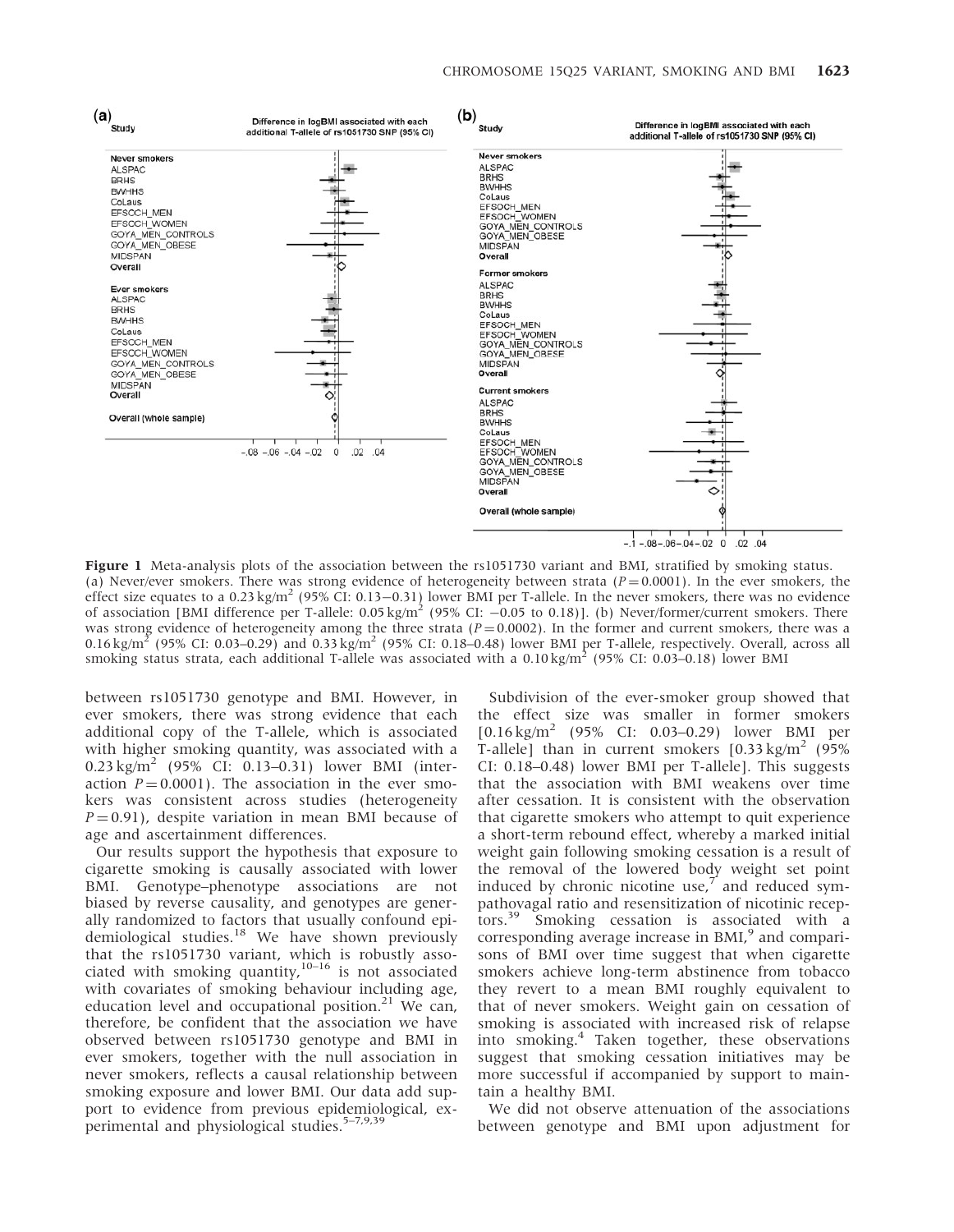**Figure 1** Meta-analysis plots of the association between the rs1051730 variant and BMI, stratified by smoking status. (a) Never/ever smokers. There was strong evidence of heterogeneity between strata ($P = 0.0001$). In the ever smokers, the effect size equates to a 0.23 kg/m$^2$ (95% CI: 0.13−0.31) lower BMI per T-allele. In the never smokers, there was no evidence of association [BMI difference per T-allele: 0.05 kg/m$^2$ (95% CI: −0.05 to 0.18)]. (b) Never/former/current smokers. There was strong evidence of heterogeneity among the three strata ($P = 0.0002$). In the former and current smokers, there was a 0.16 kg/m$^2$ (95% CI: 0.03–0.29) and 0.33 kg/m$^2$ (95% CI: 0.18–0.48) lower BMI per T-allele, respectively. Overall, across all smoking status strata, each additional T-allele was associated with a 0.10 kg/m$^2$ (95% CI: 0.03–0.18) lower BMI

between rs1051730 genotype and BMI. However, in ever smokers, there was strong evidence that each additional copy of the T-allele, which is associated with higher smoking quantity, was associated with a 0.23 kg/m$^2$ (95% CI: 0.13–0.31) lower BMI (interaction $P = 0.0001$). The association in the ever smokers was consistent across studies (heterogeneity $P = 0.91$), despite variation in mean BMI because of age and ascertainment differences.

Our results support the hypothesis that exposure to cigarette smoking is causally associated with lower BMI. Genotype–phenotype associations are not biased by reverse causality, and genotypes are generally randomized to factors that usually confound epidemiological studies.[18] We have shown previously that the rs1051730 variant, which is robustly associated with smoking quantity,[10–16] is not associated with covariates of smoking behaviour including age, education level and occupational position.[21] We can, therefore, be confident that the association we have observed between rs1051730 genotype and BMI in ever smokers, together with the null association in never smokers, reflects a causal relationship between smoking exposure and lower BMI. Our data add support to evidence from previous epidemiological, experimental and physiological studies.[5–7,9,39]

Subdivision of the ever-smoker group showed that the effect size was smaller in former smokers [0.16 kg/m$^2$ (95% CI: 0.03–0.29) lower BMI per T-allele] than in current smokers [0.33 kg/m$^2$ (95% CI: 0.18–0.48) lower BMI per T-allele]. This suggests that the association with BMI weakens over time after cessation. It is consistent with the observation that cigarette smokers who attempt to quit experience a short-term rebound effect, whereby a marked initial weight gain following smoking cessation is a result of the removal of the lowered body weight set point induced by chronic nicotine use,[7] and reduced sympathovagal ratio and resensitization of nicotinic receptors.[39] Smoking cessation is associated with a corresponding average increase in BMI,[9] and comparisons of BMI over time suggest that when cigarette smokers achieve long-term abstinence from tobacco they revert to a mean BMI roughly equivalent to that of never smokers. Weight gain on cessation of smoking is associated with increased risk of relapse into smoking.[4] Taken together, these observations suggest that smoking cessation initiatives may be more successful if accompanied by support to maintain a healthy BMI.

We did not observe attenuation of the associations between genotype and BMI upon adjustment for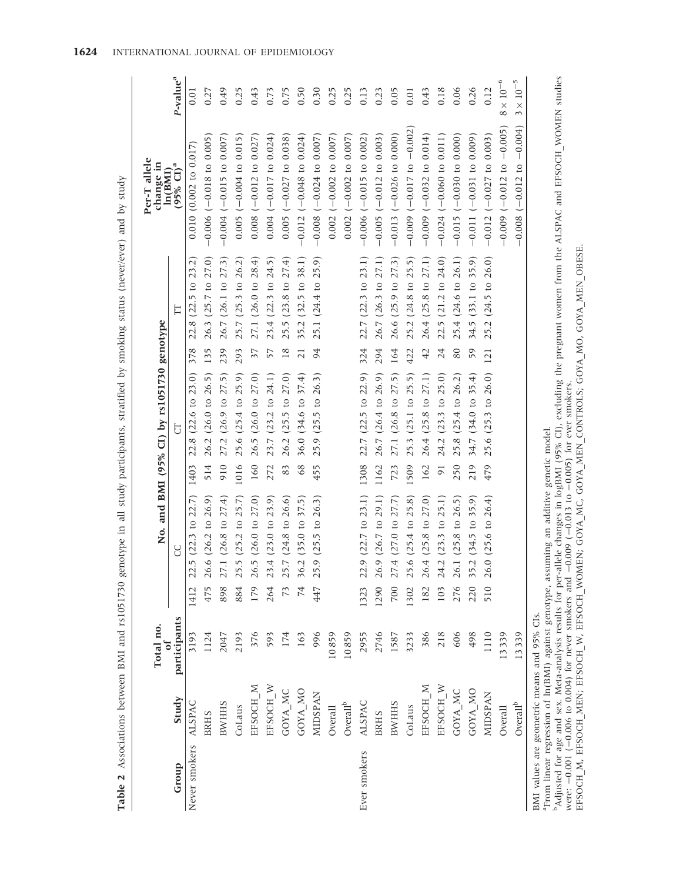**Table 2** Associations between BMI and rs1051730 genotype in all study participants, stratified by smoking status (never/ever) and by study

| Group | Study | Total no. of participants | No. and BMI (95% CI) by rs1051730 genotype | | | | | | Per-T allele change in ln(BMI) (95% CI)[a] | P-value[a] |
|---|---|---|---|---|---|---|---|---|---|---|
| | | | CC | | CT | | TT | | | |
| Never smokers | ALSPAC | 3193 | 1412 | 22.5 (22.3 to 22.7) | 1403 | 22.8 (22.6 to 23.0) | 378 | 22.8 (22.5 to 23.2) | 0.010 (0.002 to 0.017) | 0.01 |
| | BRHS | 1124 | 475 | 26.6 (26.2 to 26.9) | 514 | 26.2 (26.0 to 26.5) | 135 | 26.3 (25.7 to 27.0) | −0.006 (−0.018 to 0.005) | 0.27 |
| | BWHHS | 2047 | 898 | 27.1 (26.8 to 27.4) | 910 | 27.2 (26.9 to 27.5) | 239 | 26.7 (26.1 to 27.3) | −0.004 (−0.015 to 0.007) | 0.49 |
| | CoLaus | 2193 | 884 | 25.5 (25.2 to 25.7) | 1016 | 25.6 (25.4 to 25.9) | 293 | 25.7 (25.3 to 26.2) | 0.005 (−0.004 to 0.015) | 0.25 |
| | EFSOCH_M | 376 | 179 | 26.5 (26.0 to 27.0) | 160 | 26.5 (26.0 to 27.0) | 37 | 27.1 (26.0 to 28.4) | 0.008 (−0.012 to 0.027) | 0.43 |
| | EFSOCH_W | 593 | 264 | 23.4 (23.0 to 23.9) | 272 | 23.7 (23.2 to 24.1) | 57 | 23.4 (22.3 to 24.5) | 0.004 (−0.017 to 0.024) | 0.73 |
| | GOYA_MC | 174 | 73 | 25.7 (24.8 to 26.6) | 83 | 26.2 (25.5 to 27.0) | 18 | 25.5 (23.8 to 27.4) | 0.005 (−0.027 to 0.038) | 0.75 |
| | GOYA_MO | 163 | 74 | 36.2 (35.0 to 37.5) | 68 | 36.0 (34.6 to 37.4) | 21 | 35.2 (32.5 to 38.1) | −0.012 (−0.048 to 0.024) | 0.50 |
| | MIDSPAN | 996 | 447 | 25.9 (25.5 to 26.3) | 455 | 25.9 (25.5 to 26.3) | 94 | 25.1 (24.4 to 25.9) | −0.008 (−0.024 to 0.007) | 0.30 |
| | Overall | 10 859 | | | | | | | 0.002 (−0.002 to 0.007) | 0.25 |
| | Overall[b] | 10 859 | | | | | | | 0.002 (−0.002 to 0.007) | 0.25 |
| Ever smokers | ALSPAC | 2955 | 1323 | 22.9 (22.7 to 23.1) | 1308 | 22.7 (22.5 to 22.9) | 324 | 22.7 (22.3 to 23.1) | −0.006 (−0.015 to 0.002) | 0.13 |
| | BRHS | 2746 | 1290 | 26.9 (26.7 to 29.1) | 1162 | 26.7 (26.4 to 26.9) | 294 | 26.7 (26.3 to 27.1) | −0.005 (−0.012 to 0.003) | 0.23 |
| | BWHHS | 1587 | 700 | 27.4 (27.0 to 27.7) | 723 | 27.1 (26.8 to 27.5) | 164 | 26.6 (25.9 to 27.3) | −0.013 (−0.026 to 0.000) | 0.05 |
| | CoLaus | 3233 | 1302 | 25.6 (25.4 to 25.8) | 1509 | 25.3 (25.1 to 25.5) | 422 | 25.2 (24.8 to 25.5) | −0.009 (−0.017 to −0.002) | 0.01 |
| | EFSOCH_M | 386 | 182 | 26.4 (25.8 to 27.0) | 162 | 26.4 (25.8 to 27.1) | 42 | 26.4 (25.8 to 27.1) | −0.009 (−0.032 to 0.014) | 0.43 |
| | EFSOCH_W | 218 | 103 | 24.2 (23.3 to 25.1) | 91 | 24.2 (23.3 to 25.0) | 24 | 22.5 (21.2 to 24.0) | −0.024 (−0.060 to 0.011) | 0.18 |
| | GOYA_MC | 606 | 276 | 26.1 (25.8 to 26.5) | 250 | 25.8 (25.4 to 26.2) | 80 | 25.4 (24.6 to 26.1) | −0.015 (−0.030 to 0.000) | 0.06 |
| | GOYA_MO | 498 | 220 | 35.2 (34.5 to 35.9) | 219 | 34.7 (34.0 to 35.4) | 59 | 34.5 (33.1 to 35.9) | −0.011 (−0.031 to 0.009) | 0.26 |
| | MIDSPAN | 1110 | 510 | 26.0 (25.6 to 26.4) | 479 | 25.6 (25.3 to 26.0) | 121 | 25.2 (24.5 to 26.0) | −0.012 (−0.027 to 0.003) | 0.12 |
| | Overall | 13 339 | | | | | | | −0.009 (−0.012 to −0.005) | $8 \times 10^{-6}$ |
| | Overall[b] | 13 339 | | | | | | | −0.008 (−0.012 to −0.004) | $3 \times 10^{-5}$ |

BMI values are geometric means and 95% CIs.

[a]From linear regression of ln(BMI) against genotype, assuming an additive genetic model.

[b]Adjusted for age and sex. Meta-analysis results for per-allele changes in logBMI (95% CI), excluding the pregnant women from the ALSPAC and EFSOCH_WOMEN studies were: −0.001 (−0.006 to 0.004) for never smokers and −0.009 (−0.013 to −0.005) for ever smokers.

EFSOCH_M, EFSOCH_MEN; EFSOCH_W, EFSOCH_WOMEN; GOYA_MC, GOYA_MEN_CONTROLS; GOYA_MO, GOYA_MEN_OBESE.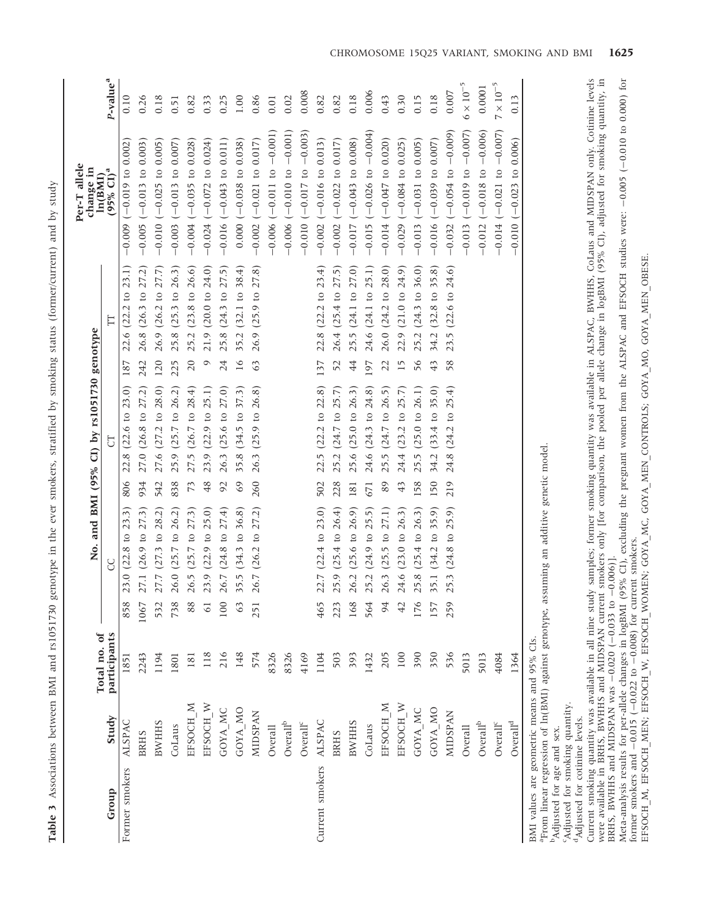**Table 3** Associations between BMI and rs1051730 genotype in the ever smokers, stratified by smoking status (former/current) and by study

| Group | Study | Total no. of participants | No. and BMI (95% CI) by rs1051730 genotype | | | | | | Per-T allele change in ln(BMI) (95% CI)[a] | P-value[a] |
|---|---|---|---|---|---|---|---|---|---|---|
| | | | CC | | CT | | TT | | | |
| Former smokers | ALSPAC | 1851 | 858 | 23.0 (22.8 to 23.3) | 806 | 22.8 (22.6 to 23.0) | 187 | 22.6 (22.2 to 23.1) | −0.009 (−0.019 to 0.002) | 0.10 |
| | BRHS | 2243 | 1067 | 27.1 (26.9 to 27.3) | 934 | 27.0 (26.8 to 27.2) | 242 | 26.8 (26.3 to 27.2) | −0.005 (−0.013 to 0.003) | 0.26 |
| | BWHHS | 1194 | 532 | 27.7 (27.3 to 28.2) | 542 | 27.6 (27.2 to 28.0) | 120 | 26.9 (26.2 to 27.7) | −0.010 (−0.025 to 0.005) | 0.18 |
| | CoLaus | 1801 | 738 | 26.0 (25.7 to 26.2) | 838 | 25.9 (25.7 to 26.2) | 225 | 25.8 (25.3 to 26.3) | −0.003 (−0.013 to 0.007) | 0.51 |
| | EFSOCH_M | 181 | 88 | 26.5 (25.7 to 27.3) | 73 | 27.5 (26.7 to 28.4) | 20 | 25.2 (23.8 to 26.6) | −0.004 (−0.035 to 0.028) | 0.82 |
| | EFSOCH_W | 118 | 61 | 23.9 (22.9 to 25.0) | 48 | 23.9 (22.9 to 25.1) | 9 | 21.9 (20.0 to 24.0) | −0.024 (−0.072 to 0.024) | 0.33 |
| | GOYA_MC | 216 | 100 | 26.7 (24.8 to 27.4) | 92 | 26.3 (25.6 to 27.0) | 24 | 25.8 (24.3 to 27.5) | −0.016 (−0.043 to 0.011) | 0.25 |
| | GOYA_MO | 148 | 63 | 35.5 (34.3 to 36.8) | 69 | 35.8 (34.5 to 37.3) | 16 | 35.2 (32.1 to 38.4) | 0.000 (−0.038 to 0.038) | 1.00 |
| | MIDSPAN | 574 | 251 | 26.7 (26.2 to 27.2) | 260 | 26.3 (25.9 to 26.8) | 63 | 26.9 (25.9 to 27.8) | −0.002 (−0.021 to 0.017) | 0.86 |
| | Overall | 8326 | | | | | | | −0.006 (−0.011 to −0.001) | 0.01 |
| | Overall[b] | 8326 | | | | | | | −0.006 (−0.010 to −0.001) | 0.02 |
| | Overall[c] | 4169 | | | | | | | −0.010 (−0.017 to −0.003) | 0.008 |
| Current smokers | ALSPAC | 1104 | 465 | 22.7 (22.4 to 23.0) | 502 | 22.5 (22.2 to 22.8) | 137 | 22.8 (22.2 to 23.4) | −0.002 (−0.016 to 0.013) | 0.82 |
| | BRHS | 503 | 223 | 25.9 (25.4 to 26.4) | 228 | 25.2 (24.7 to 25.7) | 52 | 26.4 (25.4 to 27.5) | −0.002 (−0.022 to 0.017) | 0.82 |
| | BWHHS | 393 | 168 | 26.2 (25.6 to 26.9) | 181 | 25.6 (25.0 to 26.3) | 44 | 25.5 (24.1 to 27.0) | −0.017 (−0.043 to 0.008) | 0.18 |
| | CoLaus | 1432 | 564 | 25.2 (24.9 to 25.5) | 671 | 24.6 (24.3 to 24.8) | 197 | 24.6 (24.1 to 25.1) | −0.015 (−0.026 to −0.004) | 0.006 |
| | EFSOCH_M | 205 | 94 | 26.3 (25.5 to 27.1) | 89 | 25.5 (24.7 to 26.5) | 22 | 26.0 (24.2 to 28.0) | −0.014 (−0.047 to 0.020) | 0.43 |
| | EFSOCH_W | 100 | 42 | 24.6 (23.0 to 26.3) | 43 | 24.4 (23.2 to 25.7) | 15 | 22.9 (21.0 to 24.9) | −0.029 (−0.084 to 0.025) | 0.30 |
| | GOYA_MC | 390 | 176 | 25.8 (25.4 to 26.3) | 158 | 25.5 (25.0 to 26.1) | 56 | 25.2 (24.3 to 36.0) | −0.013 (−0.031 to 0.005) | 0.15 |
| | GOYA_MO | 350 | 157 | 35.1 (34.2 to 35.9) | 150 | 34.2 (33.4 to 35.0) | 43 | 34.2 (32.8 to 35.8) | −0.016 (−0.039 to 0.007) | 0.18 |
| | MIDSPAN | 536 | 259 | 25.3 (24.8 to 25.9) | 219 | 24.8 (24.2 to 25.4) | 58 | 23.5 (22.6 to 24.6) | −0.032 (−0.054 to −0.009) | 0.007 |
| | Overall | 5013 | | | | | | | −0.013 (−0.019 to −0.007) | $6 \times 10^{-5}$ |
| | Overall[b] | 5013 | | | | | | | −0.012 (−0.018 to −0.006) | 0.0001 |
| | Overall[c] | 4084 | | | | | | | −0.014 (−0.021 to −0.007) | $7 \times 10^{-5}$ |
| | Overall[d] | 1364 | | | | | | | −0.010 (−0.023 to 0.006) | 0.13 |

BMI values are geometric means and 95% CIs.

[a]From linear regression of ln(BMI) against genotype, assuming an additive genetic model.

[b]Adjusted for age and sex.

[c]Adjusted for smoking quantity.

[d]Adjusted for cotinine levels.

Current smoking quantity was available in all nine study samples; former smoking quantity was available in ALSPAC, BWHHS, CoLaus and MIDSPAN only. Cotinine levels were available in BRHS, BWHHS and MIDSPAN current smokers only [for comparison, the pooled per allele change in logBMI (95% CI), adjusted for smoking quantity, in BRHS, BWHHS and MIDSPAN was −0.020 (−0.033 to −0.006)].

Meta-analysis results for per-allele changes in logBMI (95% CI), excluding the pregnant women from the ALSPAC and EFSOCH studies were: −0.005 (−0.010 to 0.000) for former smokers and −0.015 (−0.022 to −0.008) for current smokers.

EFSOCH_M, EFSOCH_MEN; EFSOCH_W, EFSOCH_WOMEN; GOYA_MC, GOYA_MEN_CONTROLS; GOYA_MO, GOYA_MEN_OBESE.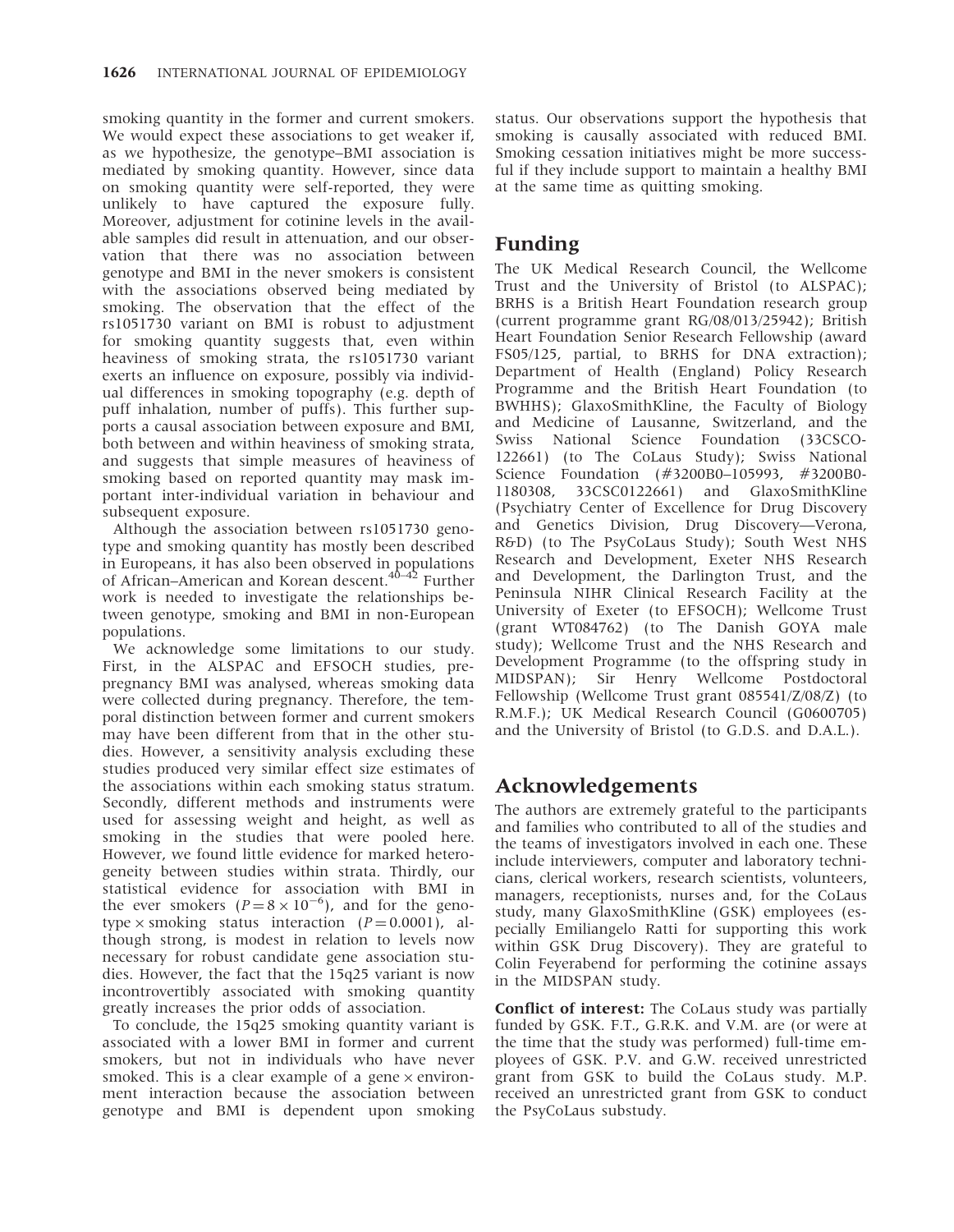smoking quantity in the former and current smokers. We would expect these associations to get weaker if, as we hypothesize, the genotype–BMI association is mediated by smoking quantity. However, since data on smoking quantity were self-reported, they were unlikely to have captured the exposure fully. Moreover, adjustment for cotinine levels in the available samples did result in attenuation, and our observation that there was no association between genotype and BMI in the never smokers is consistent with the associations observed being mediated by smoking. The observation that the effect of the rs1051730 variant on BMI is robust to adjustment for smoking quantity suggests that, even within heaviness of smoking strata, the rs1051730 variant exerts an influence on exposure, possibly via individual differences in smoking topography (e.g. depth of puff inhalation, number of puffs). This further supports a causal association between exposure and BMI, both between and within heaviness of smoking strata, and suggests that simple measures of heaviness of smoking based on reported quantity may mask important inter-individual variation in behaviour and subsequent exposure.

Although the association between rs1051730 genotype and smoking quantity has mostly been described in Europeans, it has also been observed in populations of African–American and Korean descent.[40–42] Further work is needed to investigate the relationships between genotype, smoking and BMI in non-European populations.

We acknowledge some limitations to our study. First, in the ALSPAC and EFSOCH studies, pre-pregnancy BMI was analysed, whereas smoking data were collected during pregnancy. Therefore, the temporal distinction between former and current smokers may have been different from that in the other studies. However, a sensitivity analysis excluding these studies produced very similar effect size estimates of the associations within each smoking status stratum. Secondly, different methods and instruments were used for assessing weight and height, as well as smoking in the studies that were pooled here. However, we found little evidence for marked heterogeneity between studies within strata. Thirdly, our statistical evidence for association with BMI in the ever smokers ($P = 8 \times 10^{-6}$), and for the genotype × smoking status interaction ($P = 0.0001$), although strong, is modest in relation to levels now necessary for robust candidate gene association studies. However, the fact that the 15q25 variant is now incontrovertibly associated with smoking quantity greatly increases the prior odds of association.

To conclude, the 15q25 smoking quantity variant is associated with a lower BMI in former and current smokers, but not in individuals who have never smoked. This is a clear example of a gene × environment interaction because the association between genotype and BMI is dependent upon smoking status. Our observations support the hypothesis that smoking is causally associated with reduced BMI. Smoking cessation initiatives might be more successful if they include support to maintain a healthy BMI at the same time as quitting smoking.

## Funding

The UK Medical Research Council, the Wellcome Trust and the University of Bristol (to ALSPAC); BRHS is a British Heart Foundation research group (current programme grant RG/08/013/25942); British Heart Foundation Senior Research Fellowship (award FS05/125, partial, to BRHS for DNA extraction); Department of Health (England) Policy Research Programme and the British Heart Foundation (to BWHHS); GlaxoSmithKline, the Faculty of Biology and Medicine of Lausanne, Switzerland, and the Swiss National Science Foundation (33CSCO-122661) (to The CoLaus Study); Swiss National Science Foundation (#3200B0–105993, #3200B0-1180308, 33CSC0122661) and GlaxoSmithKline (Psychiatry Center of Excellence for Drug Discovery and Genetics Division, Drug Discovery—Verona, R&D) (to The PsyCoLaus Study); South West NHS Research and Development, Exeter NHS Research and Development, the Darlington Trust, and the Peninsula NIHR Clinical Research Facility at the University of Exeter (to EFSOCH); Wellcome Trust (grant WT084762) (to The Danish GOYA male study); Wellcome Trust and the NHS Research and Development Programme (to the offspring study in MIDSPAN); Sir Henry Wellcome Postdoctoral Fellowship (Wellcome Trust grant 085541/Z/08/Z) (to R.M.F.); UK Medical Research Council (G0600705) and the University of Bristol (to G.D.S. and D.A.L.).

## Acknowledgements

The authors are extremely grateful to the participants and families who contributed to all of the studies and the teams of investigators involved in each one. These include interviewers, computer and laboratory technicians, clerical workers, research scientists, volunteers, managers, receptionists, nurses and, for the CoLaus study, many GlaxoSmithKline (GSK) employees (especially Emiliangelo Ratti for supporting this work within GSK Drug Discovery). They are grateful to Colin Feyerabend for performing the cotinine assays in the MIDSPAN study.

**Conflict of interest:** The CoLaus study was partially funded by GSK. F.T., G.R.K. and V.M. are (or were at the time that the study was performed) full-time employees of GSK. P.V. and G.W. received unrestricted grant from GSK to build the CoLaus study. M.P. received an unrestricted grant from GSK to conduct the PsyCoLaus substudy.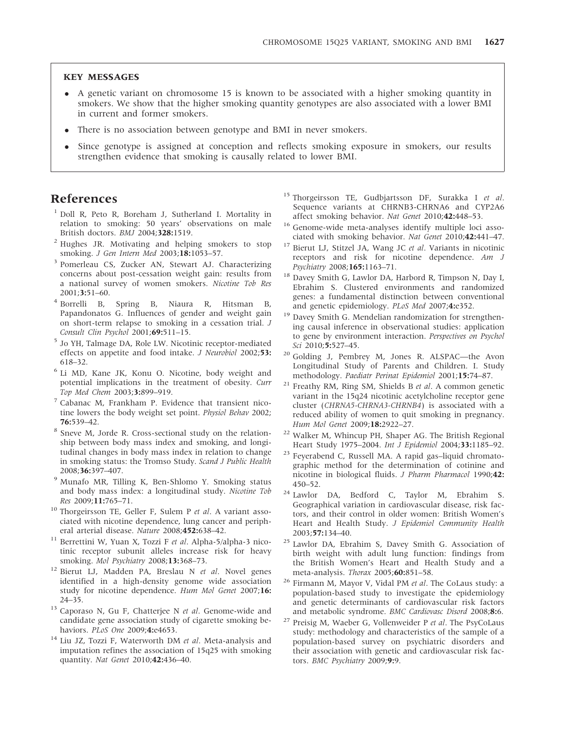**KEY MESSAGES**

- A genetic variant on chromosome 15 is known to be associated with a higher smoking quantity in smokers. We show that the higher smoking quantity genotypes are also associated with a lower BMI in current and former smokers.
- There is no association between genotype and BMI in never smokers.
- Since genotype is assigned at conception and reflects smoking exposure in smokers, our results strengthen evidence that smoking is causally related to lower BMI.

## References

1. Doll R, Peto R, Boreham J, Sutherland I. Mortality in relation to smoking: 50 years' observations on male British doctors. *BMJ* 2004;**328:**1519.
2. Hughes JR. Motivating and helping smokers to stop smoking. *J Gen Intern Med* 2003;**18:**1053–57.
3. Pomerleau CS, Zucker AN, Stewart AJ. Characterizing concerns about post-cessation weight gain: results from a national survey of women smokers. *Nicotine Tob Res* 2001;**3:**51–60.
4. Borrelli B, Spring B, Niaura R, Hitsman B, Papandonatos G. Influences of gender and weight gain on short-term relapse to smoking in a cessation trial. *J Consult Clin Psychol* 2001;**69:**511–15.
5. Jo YH, Talmage DA, Role LW. Nicotinic receptor-mediated effects on appetite and food intake. *J Neurobiol* 2002;**53:** 618–32.
6. Li MD, Kane JK, Konu O. Nicotine, body weight and potential implications in the treatment of obesity. *Curr Top Med Chem* 2003;**3:**899–919.
7. Cabanac M, Frankham P. Evidence that transient nicotine lowers the body weight set point. *Physiol Behav* 2002; **76:**539–42.
8. Sneve M, Jorde R. Cross-sectional study on the relationship between body mass index and smoking, and longitudinal changes in body mass index in relation to change in smoking status: the Tromso Study. *Scand J Public Health* 2008;**36:**397–407.
9. Munafo MR, Tilling K, Ben-Shlomo Y. Smoking status and body mass index: a longitudinal study. *Nicotine Tob Res* 2009;**11:**765–71.
10. Thorgeirsson TE, Geller F, Sulem P *et al*. A variant associated with nicotine dependence, lung cancer and peripheral arterial disease. *Nature* 2008;**452:**638–42.
11. Berrettini W, Yuan X, Tozzi F *et al*. Alpha-5/alpha-3 nicotinic receptor subunit alleles increase risk for heavy smoking. *Mol Psychiatry* 2008;**13:**368–73.
12. Bierut LJ, Madden PA, Breslau N *et al*. Novel genes identified in a high-density genome wide association study for nicotine dependence. *Hum Mol Genet* 2007;**16:** 24–35.
13. Caporaso N, Gu F, Chatterjee N *et al*. Genome-wide and candidate gene association study of cigarette smoking behaviors. *PLoS One* 2009;**4:**e4653.
14. Liu JZ, Tozzi F, Waterworth DM *et al*. Meta-analysis and imputation refines the association of 15q25 with smoking quantity. *Nat Genet* 2010;**42:**436–40.
15. Thorgeirsson TE, Gudbjartsson DF, Surakka I *et al*. Sequence variants at CHRNB3-CHRNA6 and CYP2A6 affect smoking behavior. *Nat Genet* 2010;**42:**448–53.
16. Genome-wide meta-analyses identify multiple loci associated with smoking behavior. *Nat Genet* 2010;**42:**441–47.
17. Bierut LJ, Stitzel JA, Wang JC *et al*. Variants in nicotinic receptors and risk for nicotine dependence. *Am J Psychiatry* 2008;**165:**1163–71.
18. Davey Smith G, Lawlor DA, Harbord R, Timpson N, Day I, Ebrahim S. Clustered environments and randomized genes: a fundamental distinction between conventional and genetic epidemiology. *PLoS Med* 2007;**4:**e352.
19. Davey Smith G. Mendelian randomization for strengthening causal inference in observational studies: application to gene by environment interaction. *Perspectives on Psychol Sci* 2010;**5:**527–45.
20. Golding J, Pembrey M, Jones R. ALSPAC—the Avon Longitudinal Study of Parents and Children. I. Study methodology. *Paediatr Perinat Epidemiol* 2001;**15:**74–87.
21. Freathy RM, Ring SM, Shields B *et al*. A common genetic variant in the 15q24 nicotinic acetylcholine receptor gene cluster (*CHRNA5-CHRNA3-CHRNB4*) is associated with a reduced ability of women to quit smoking in pregnancy. *Hum Mol Genet* 2009;**18:**2922–27.
22. Walker M, Whincup PH, Shaper AG. The British Regional Heart Study 1975–2004. *Int J Epidemiol* 2004;**33:**1185–92.
23. Feyerabend C, Russell MA. A rapid gas–liquid chromatographic method for the determination of cotinine and nicotine in biological fluids. *J Pharm Pharmacol* 1990;**42:** 450–52.
24. Lawlor DA, Bedford C, Taylor M, Ebrahim S. Geographical variation in cardiovascular disease, risk factors, and their control in older women: British Women's Heart and Health Study. *J Epidemiol Community Health* 2003;**57:**134–40.
25. Lawlor DA, Ebrahim S, Davey Smith G. Association of birth weight with adult lung function: findings from the British Women's Heart and Health Study and a meta-analysis. *Thorax* 2005;**60:**851–58.
26. Firmann M, Mayor V, Vidal PM *et al*. The CoLaus study: a population-based study to investigate the epidemiology and genetic determinants of cardiovascular risk factors and metabolic syndrome. *BMC Cardiovasc Disord* 2008;**8:**6.
27. Preisig M, Waeber G, Vollenweider P *et al*. The PsyCoLaus study: methodology and characteristics of the sample of a population-based survey on psychiatric disorders and their association with genetic and cardiovascular risk factors. *BMC Psychiatry* 2009;**9:**9.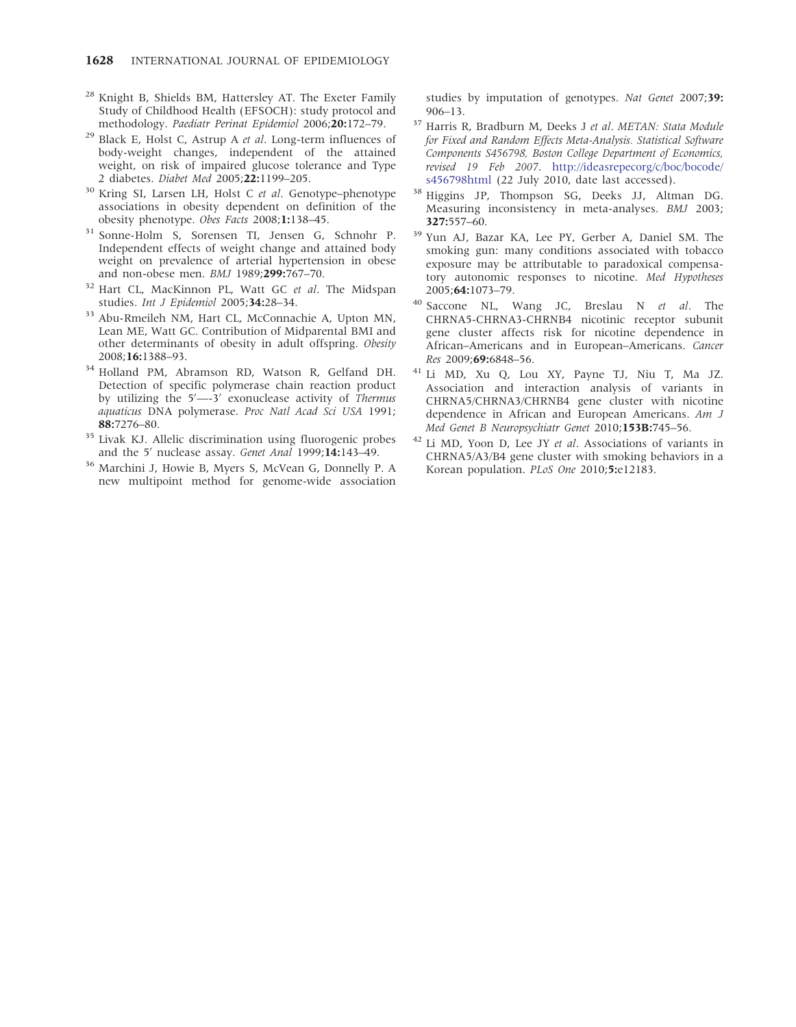28. Knight B, Shields BM, Hattersley AT. The Exeter Family Study of Childhood Health (EFSOCH): study protocol and methodology. *Paediatr Perinat Epidemiol* 2006;**20:**172–79.
29. Black E, Holst C, Astrup A *et al*. Long-term influences of body-weight changes, independent of the attained weight, on risk of impaired glucose tolerance and Type 2 diabetes. *Diabet Med* 2005;**22:**1199–205.
30. Kring SI, Larsen LH, Holst C *et al*. Genotype–phenotype associations in obesity dependent on definition of the obesity phenotype. *Obes Facts* 2008;**1:**138–45.
31. Sonne-Holm S, Sorensen TI, Jensen G, Schnohr P. Independent effects of weight change and attained body weight on prevalence of arterial hypertension in obese and non-obese men. *BMJ* 1989;**299:**767–70.
32. Hart CL, MacKinnon PL, Watt GC *et al*. The Midspan studies. *Int J Epidemiol* 2005;**34:**28–34.
33. Abu-Rmeileh NM, Hart CL, McConnachie A, Upton MN, Lean ME, Watt GC. Contribution of Midparental BMI and other determinants of obesity in adult offspring. *Obesity* 2008;**16:**1388–93.
34. Holland PM, Abramson RD, Watson R, Gelfand DH. Detection of specific polymerase chain reaction product by utilizing the 5′—-3′ exonuclease activity of *Thermus aquaticus* DNA polymerase. *Proc Natl Acad Sci USA* 1991; **88:**7276–80.
35. Livak KJ. Allelic discrimination using fluorogenic probes and the 5′ nuclease assay. *Genet Anal* 1999;**14:**143–49.
36. Marchini J, Howie B, Myers S, McVean G, Donnelly P. A new multipoint method for genome-wide association studies by imputation of genotypes. *Nat Genet* 2007;**39:** 906–13.
37. Harris R, Bradburn M, Deeks J *et al*. *METAN: Stata Module for Fixed and Random Effects Meta-Analysis. Statistical Software Components S456798, Boston College Department of Economics, revised 19 Feb 2007*. http://ideasrepecorg/c/boc/bocode/s456798html (22 July 2010, date last accessed).
38. Higgins JP, Thompson SG, Deeks JJ, Altman DG. Measuring inconsistency in meta-analyses. *BMJ* 2003; **327:**557–60.
39. Yun AJ, Bazar KA, Lee PY, Gerber A, Daniel SM. The smoking gun: many conditions associated with tobacco exposure may be attributable to paradoxical compensatory autonomic responses to nicotine. *Med Hypotheses* 2005;**64:**1073–79.
40. Saccone NL, Wang JC, Breslau N *et al*. The CHRNA5-CHRNA3-CHRNB4 nicotinic receptor subunit gene cluster affects risk for nicotine dependence in African–Americans and in European–Americans. *Cancer Res* 2009;**69:**6848–56.
41. Li MD, Xu Q, Lou XY, Payne TJ, Niu T, Ma JZ. Association and interaction analysis of variants in CHRNA5/CHRNA3/CHRNB4 gene cluster with nicotine dependence in African and European Americans. *Am J Med Genet B Neuropsychiatr Genet* 2010;**153B:**745–56.
42. Li MD, Yoon D, Lee JY *et al*. Associations of variants in CHRNA5/A3/B4 gene cluster with smoking behaviors in a Korean population. *PLoS One* 2010;**5:**e12183.